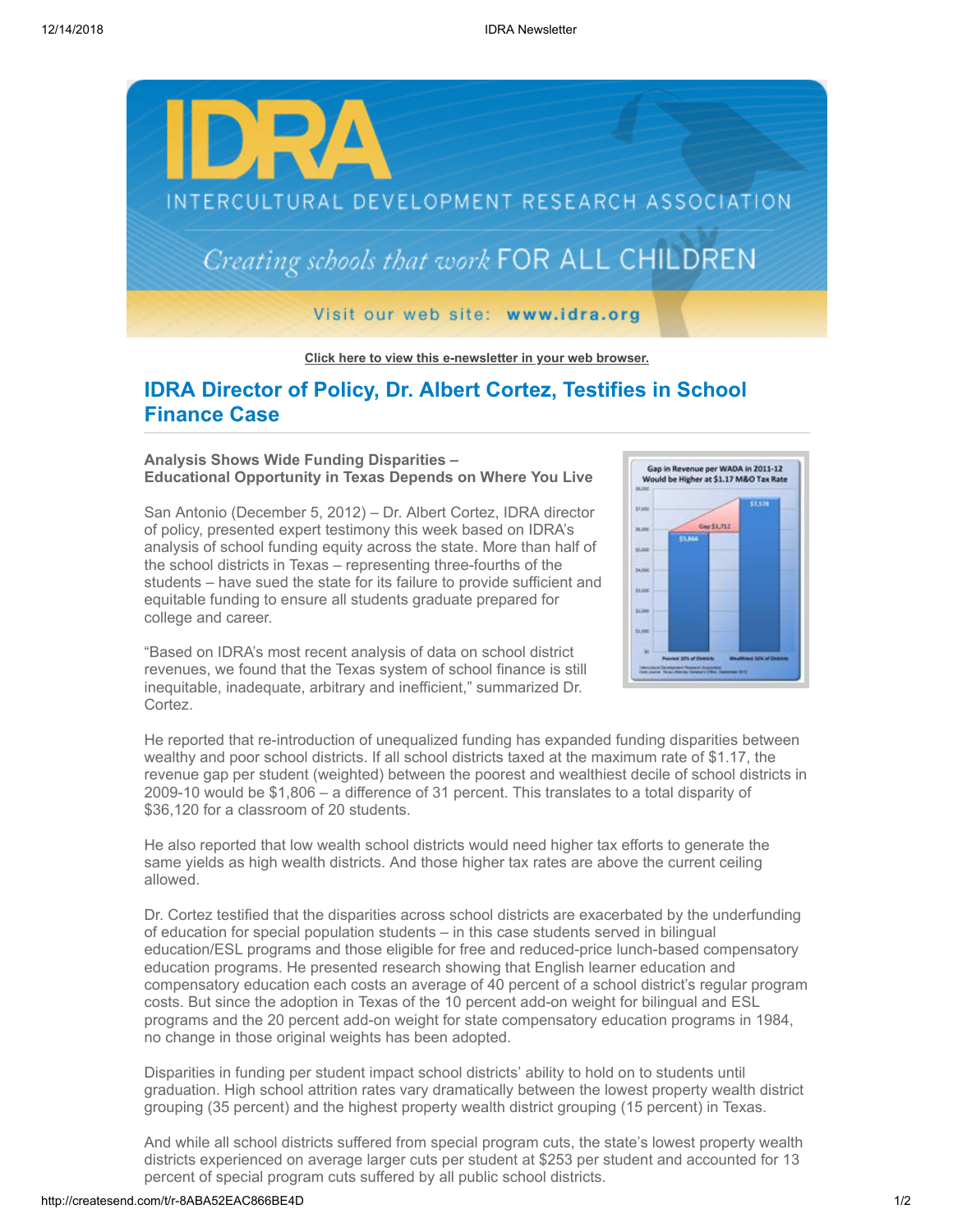Click here to view this e-newsletter in your web browser.

## IDRA Director of Policy, Dr. Albert Cortez, Testifies in School Finance Case

**Analysis Shows Wide Funding Disparities –**
**Educational Opportunity in Texas Depends on Where You Live**

San Antonio (December 5, 2012) – Dr. Albert Cortez, IDRA director of policy, presented expert testimony this week based on IDRA's analysis of school funding equity across the state. More than half of the school districts in Texas – representing three-fourths of the students – have sued the state for its failure to provide sufficient and equitable funding to ensure all students graduate prepared for college and career.

"Based on IDRA's most recent analysis of data on school district revenues, we found that the Texas system of school finance is still inequitable, inadequate, arbitrary and inefficient," summarized Dr. Cortez.

He reported that re-introduction of unequalized funding has expanded funding disparities between wealthy and poor school districts. If all school districts taxed at the maximum rate of $1.17, the revenue gap per student (weighted) between the poorest and wealthiest decile of school districts in 2009-10 would be $1,806 – a difference of 31 percent. This translates to a total disparity of $36,120 for a classroom of 20 students.

He also reported that low wealth school districts would need higher tax efforts to generate the same yields as high wealth districts. And those higher tax rates are above the current ceiling allowed.

Dr. Cortez testified that the disparities across school districts are exacerbated by the underfunding of education for special population students – in this case students served in bilingual education/ESL programs and those eligible for free and reduced-price lunch-based compensatory education programs. He presented research showing that English learner education and compensatory education each costs an average of 40 percent of a school district's regular program costs. But since the adoption in Texas of the 10 percent add-on weight for bilingual and ESL programs and the 20 percent add-on weight for state compensatory education programs in 1984, no change in those original weights has been adopted.

Disparities in funding per student impact school districts' ability to hold on to students until graduation. High school attrition rates vary dramatically between the lowest property wealth district grouping (35 percent) and the highest property wealth district grouping (15 percent) in Texas.

And while all school districts suffered from special program cuts, the state's lowest property wealth districts experienced on average larger cuts per student at $253 per student and accounted for 13 percent of special program cuts suffered by all public school districts.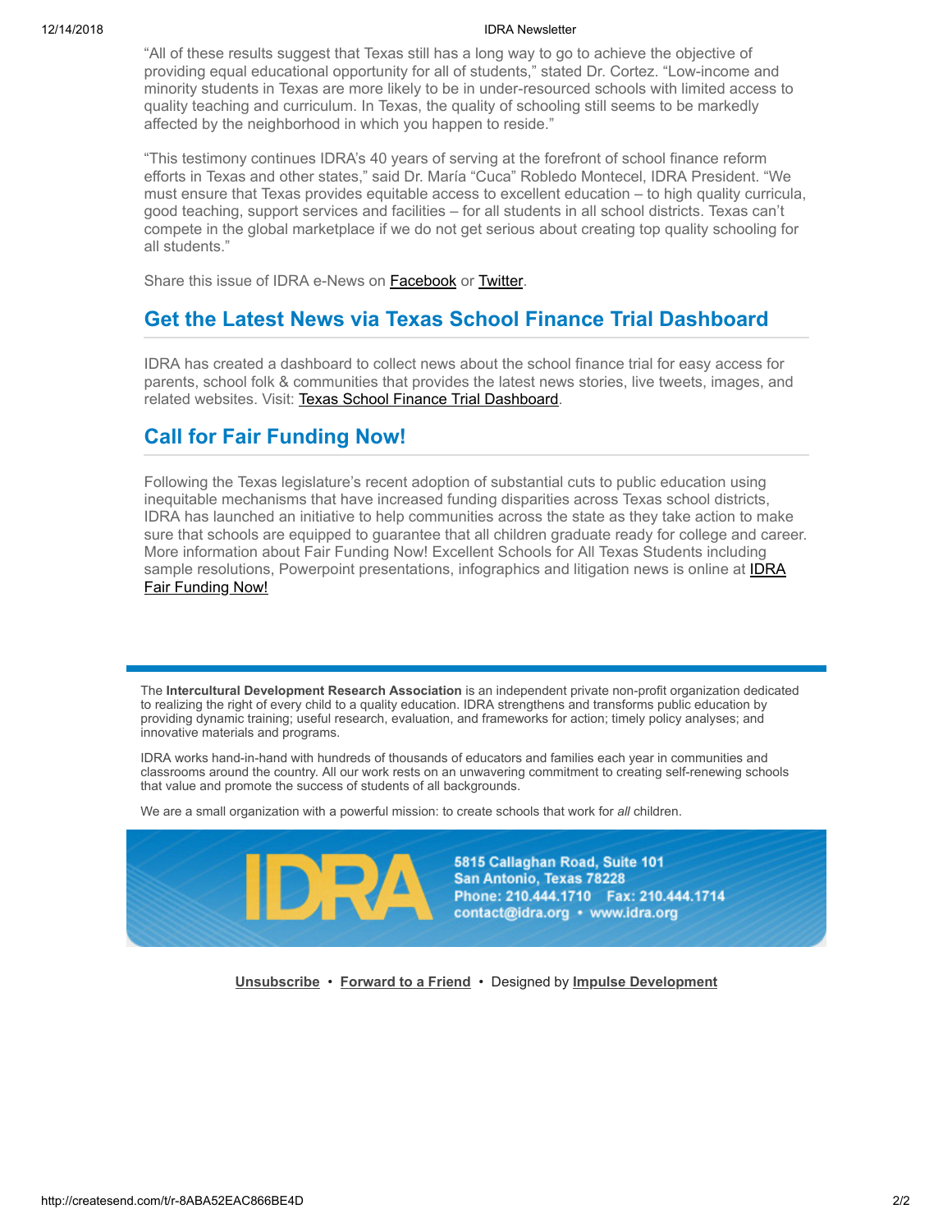"All of these results suggest that Texas still has a long way to go to achieve the objective of providing equal educational opportunity for all of students," stated Dr. Cortez. "Low-income and minority students in Texas are more likely to be in under-resourced schools with limited access to quality teaching and curriculum. In Texas, the quality of schooling still seems to be markedly affected by the neighborhood in which you happen to reside."

"This testimony continues IDRA's 40 years of serving at the forefront of school finance reform efforts in Texas and other states," said Dr. María "Cuca" Robledo Montecel, IDRA President. "We must ensure that Texas provides equitable access to excellent education – to high quality curricula, good teaching, support services and facilities – for all students in all school districts. Texas can't compete in the global marketplace if we do not get serious about creating top quality schooling for all students."

Share this issue of IDRA e-News on Facebook or Twitter.

## Get the Latest News via Texas School Finance Trial Dashboard

IDRA has created a dashboard to collect news about the school finance trial for easy access for parents, school folk & communities that provides the latest news stories, live tweets, images, and related websites. Visit: Texas School Finance Trial Dashboard.

## Call for Fair Funding Now!

Following the Texas legislature's recent adoption of substantial cuts to public education using inequitable mechanisms that have increased funding disparities across Texas school districts, IDRA has launched an initiative to help communities across the state as they take action to make sure that schools are equipped to guarantee that all children graduate ready for college and career. More information about Fair Funding Now! Excellent Schools for All Texas Students including sample resolutions, Powerpoint presentations, infographics and litigation news is online at IDRA Fair Funding Now!

---

The **Intercultural Development Research Association** is an independent private non-profit organization dedicated to realizing the right of every child to a quality education. IDRA strengthens and transforms public education by providing dynamic training; useful research, evaluation, and frameworks for action; timely policy analyses; and innovative materials and programs.

IDRA works hand-in-hand with hundreds of thousands of educators and families each year in communities and classrooms around the country. All our work rests on an unwavering commitment to creating self-renewing schools that value and promote the success of students of all backgrounds.

We are a small organization with a powerful mission: to create schools that work for *all* children.

IDRA

5815 Callaghan Road, Suite 101
San Antonio, Texas 78228
Phone: 210.444.1710 Fax: 210.444.1714
contact@idra.org • www.idra.org

**Unsubscribe** • **Forward to a Friend** • Designed by **Impulse Development**